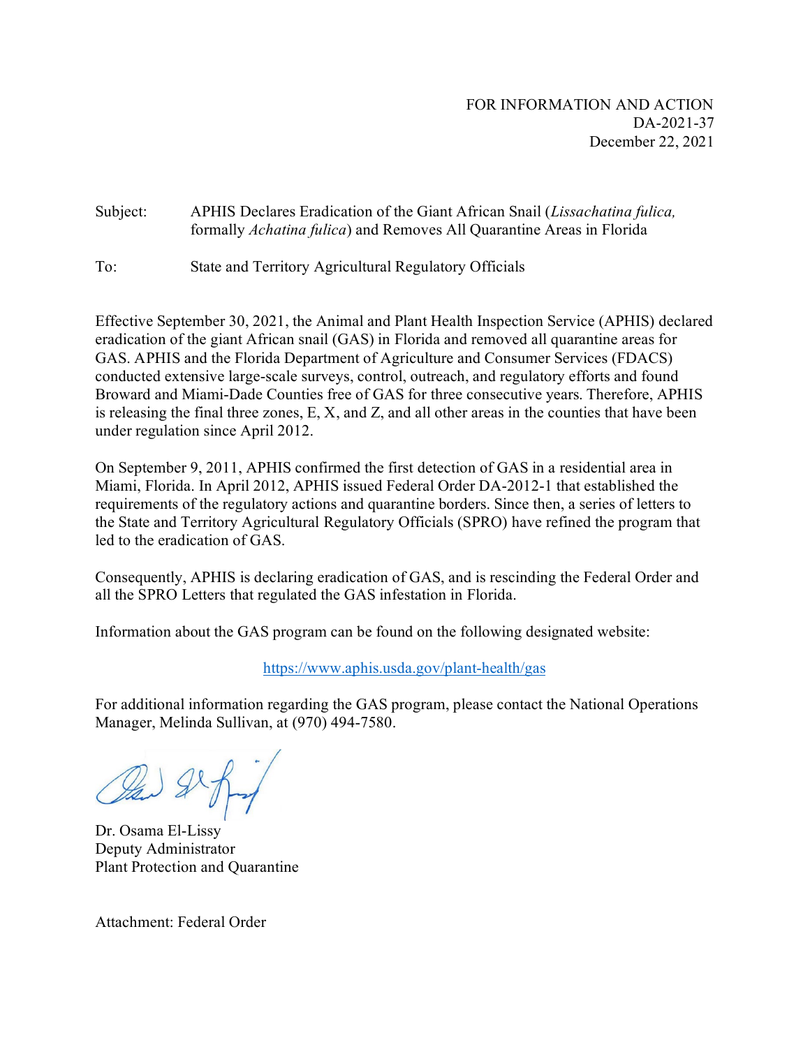FOR INFORMATION AND ACTION
DA-2021-37
December 22, 2021

Subject: APHIS Declares Eradication of the Giant African Snail (*Lissachatina fulica,* formally *Achatina fulica*) and Removes All Quarantine Areas in Florida

To: State and Territory Agricultural Regulatory Officials

Effective September 30, 2021, the Animal and Plant Health Inspection Service (APHIS) declared eradication of the giant African snail (GAS) in Florida and removed all quarantine areas for GAS. APHIS and the Florida Department of Agriculture and Consumer Services (FDACS) conducted extensive large-scale surveys, control, outreach, and regulatory efforts and found Broward and Miami-Dade Counties free of GAS for three consecutive years. Therefore, APHIS is releasing the final three zones, E, X, and Z, and all other areas in the counties that have been under regulation since April 2012.

On September 9, 2011, APHIS confirmed the first detection of GAS in a residential area in Miami, Florida. In April 2012, APHIS issued Federal Order DA-2012-1 that established the requirements of the regulatory actions and quarantine borders. Since then, a series of letters to the State and Territory Agricultural Regulatory Officials (SPRO) have refined the program that led to the eradication of GAS.

Consequently, APHIS is declaring eradication of GAS, and is rescinding the Federal Order and all the SPRO Letters that regulated the GAS infestation in Florida.

Information about the GAS program can be found on the following designated website:

https://www.aphis.usda.gov/plant-health/gas

For additional information regarding the GAS program, please contact the National Operations Manager, Melinda Sullivan, at (970) 494-7580.

Dr. Osama El-Lissy
Deputy Administrator
Plant Protection and Quarantine

Attachment: Federal Order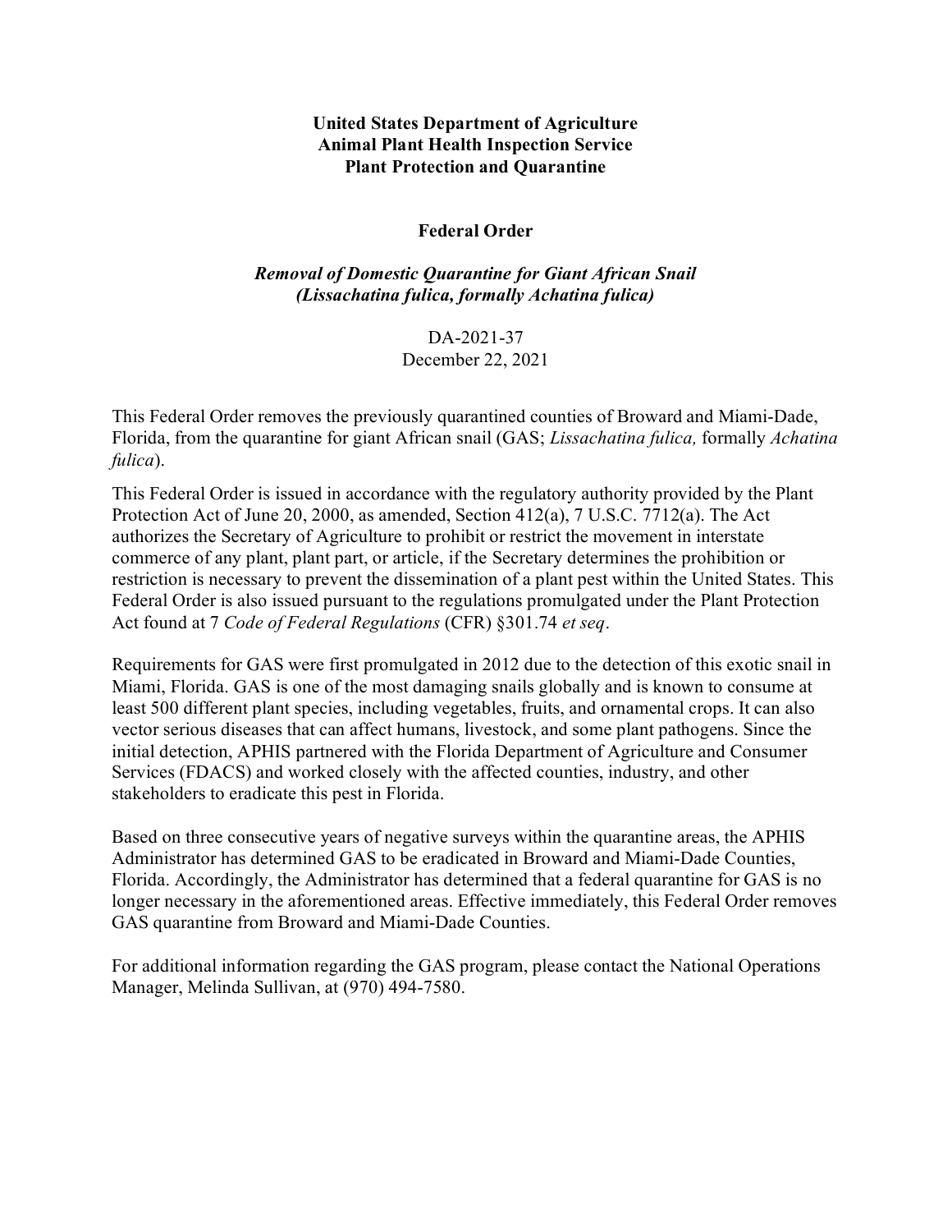**United States Department of Agriculture**
**Animal Plant Health Inspection Service**
**Plant Protection and Quarantine**

# Federal Order

## *Removal of Domestic Quarantine for Giant African Snail (Lissachatina fulica, formally Achatina fulica)*

DA-2021-37
December 22, 2021

This Federal Order removes the previously quarantined counties of Broward and Miami-Dade, Florida, from the quarantine for giant African snail (GAS; *Lissachatina fulica,* formally *Achatina fulica*).

This Federal Order is issued in accordance with the regulatory authority provided by the Plant Protection Act of June 20, 2000, as amended, Section 412(a), 7 U.S.C. 7712(a). The Act authorizes the Secretary of Agriculture to prohibit or restrict the movement in interstate commerce of any plant, plant part, or article, if the Secretary determines the prohibition or restriction is necessary to prevent the dissemination of a plant pest within the United States. This Federal Order is also issued pursuant to the regulations promulgated under the Plant Protection Act found at 7 *Code of Federal Regulations* (CFR) §301.74 *et seq*.

Requirements for GAS were first promulgated in 2012 due to the detection of this exotic snail in Miami, Florida. GAS is one of the most damaging snails globally and is known to consume at least 500 different plant species, including vegetables, fruits, and ornamental crops. It can also vector serious diseases that can affect humans, livestock, and some plant pathogens. Since the initial detection, APHIS partnered with the Florida Department of Agriculture and Consumer Services (FDACS) and worked closely with the affected counties, industry, and other stakeholders to eradicate this pest in Florida.

Based on three consecutive years of negative surveys within the quarantine areas, the APHIS Administrator has determined GAS to be eradicated in Broward and Miami-Dade Counties, Florida. Accordingly, the Administrator has determined that a federal quarantine for GAS is no longer necessary in the aforementioned areas. Effective immediately, this Federal Order removes GAS quarantine from Broward and Miami-Dade Counties.

For additional information regarding the GAS program, please contact the National Operations Manager, Melinda Sullivan, at (970) 494-7580.